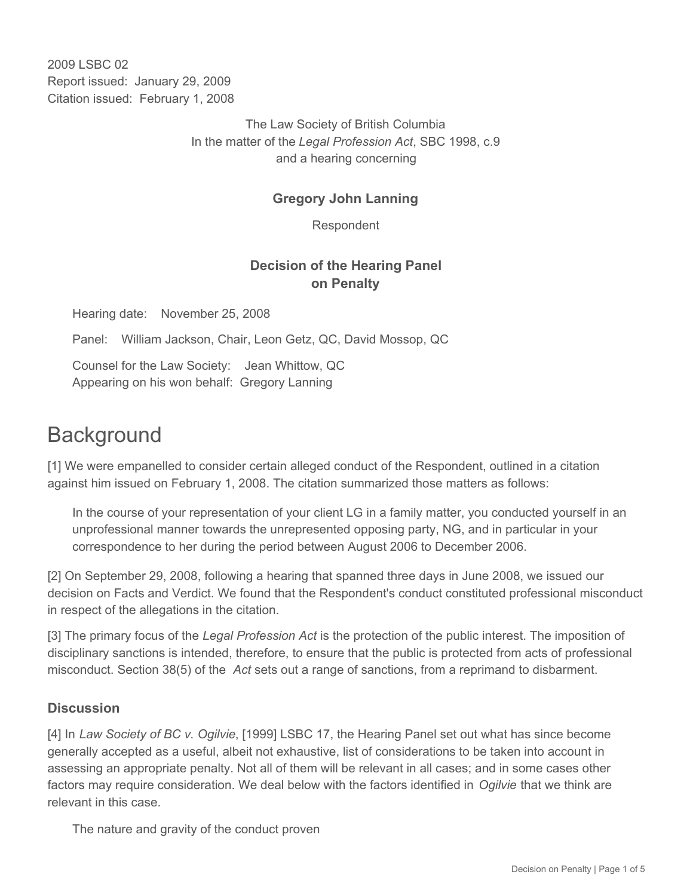2009 LSBC 02
Report issued: January 29, 2009
Citation issued: February 1, 2008

The Law Society of British Columbia
In the matter of the *Legal Profession Act*, SBC 1998, c.9
and a hearing concerning

**Gregory John Lanning**

Respondent

**Decision of the Hearing Panel on Penalty**

Hearing date: November 25, 2008

Panel: William Jackson, Chair, Leon Getz, QC, David Mossop, QC

Counsel for the Law Society: Jean Whittow, QC
Appearing on his won behalf: Gregory Lanning

# Background

[1] We were empanelled to consider certain alleged conduct of the Respondent, outlined in a citation against him issued on February 1, 2008. The citation summarized those matters as follows:

> In the course of your representation of your client LG in a family matter, you conducted yourself in an unprofessional manner towards the unrepresented opposing party, NG, and in particular in your correspondence to her during the period between August 2006 to December 2006.

[2] On September 29, 2008, following a hearing that spanned three days in June 2008, we issued our decision on Facts and Verdict. We found that the Respondent's conduct constituted professional misconduct in respect of the allegations in the citation.

[3] The primary focus of the *Legal Profession Act* is the protection of the public interest. The imposition of disciplinary sanctions is intended, therefore, to ensure that the public is protected from acts of professional misconduct. Section 38(5) of the *Act* sets out a range of sanctions, from a reprimand to disbarment.

## Discussion

[4] In *Law Society of BC v. Ogilvie*, [1999] LSBC 17, the Hearing Panel set out what has since become generally accepted as a useful, albeit not exhaustive, list of considerations to be taken into account in assessing an appropriate penalty. Not all of them will be relevant in all cases; and in some cases other factors may require consideration. We deal below with the factors identified in *Ogilvie* that we think are relevant in this case.

The nature and gravity of the conduct proven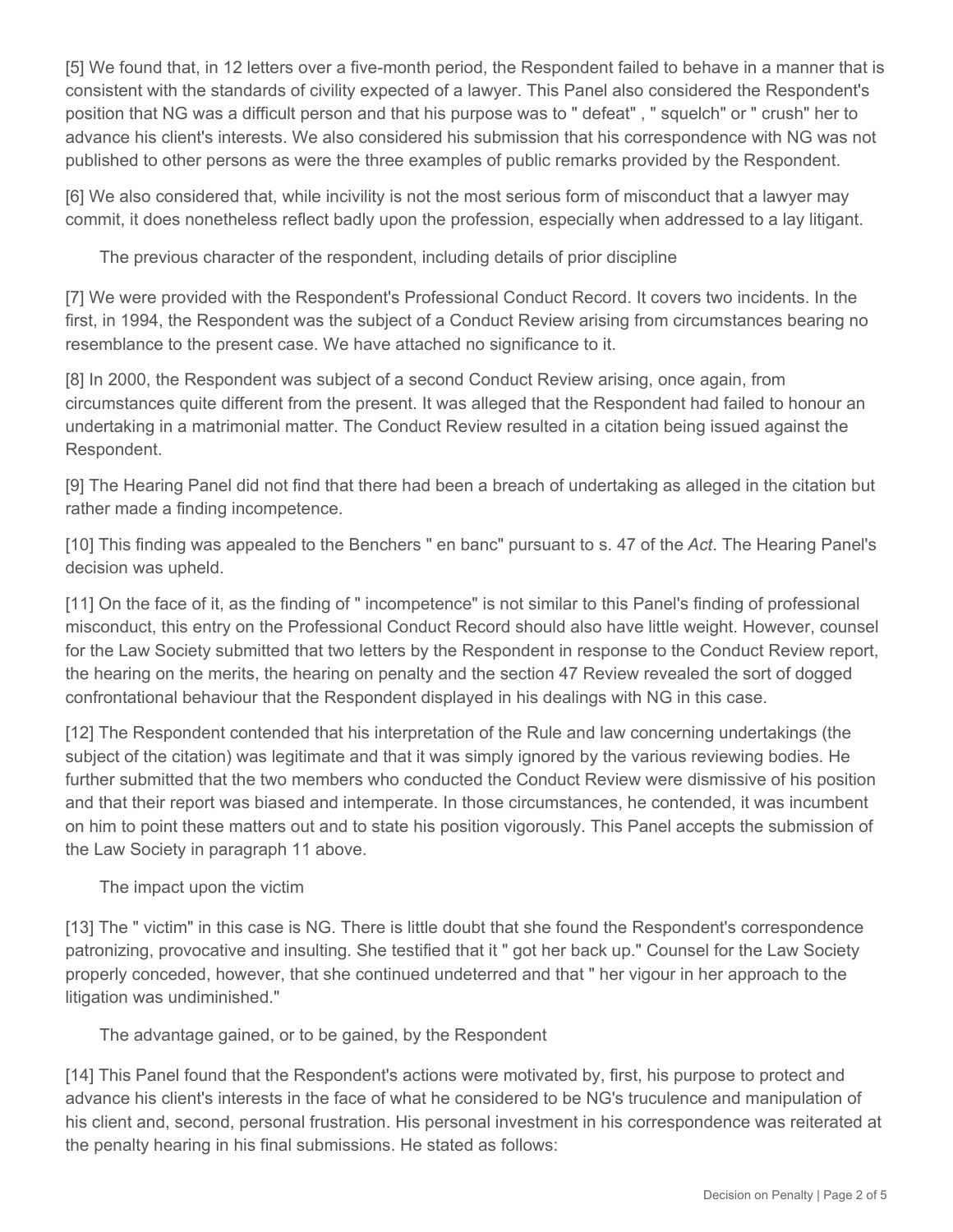[5] We found that, in 12 letters over a five-month period, the Respondent failed to behave in a manner that is consistent with the standards of civility expected of a lawyer. This Panel also considered the Respondent's position that NG was a difficult person and that his purpose was to " defeat" , " squelch" or " crush" her to advance his client's interests. We also considered his submission that his correspondence with NG was not published to other persons as were the three examples of public remarks provided by the Respondent.

[6] We also considered that, while incivility is not the most serious form of misconduct that a lawyer may commit, it does nonetheless reflect badly upon the profession, especially when addressed to a lay litigant.

The previous character of the respondent, including details of prior discipline

[7] We were provided with the Respondent's Professional Conduct Record. It covers two incidents. In the first, in 1994, the Respondent was the subject of a Conduct Review arising from circumstances bearing no resemblance to the present case. We have attached no significance to it.

[8] In 2000, the Respondent was subject of a second Conduct Review arising, once again, from circumstances quite different from the present. It was alleged that the Respondent had failed to honour an undertaking in a matrimonial matter. The Conduct Review resulted in a citation being issued against the Respondent.

[9] The Hearing Panel did not find that there had been a breach of undertaking as alleged in the citation but rather made a finding incompetence.

[10] This finding was appealed to the Benchers " en banc" pursuant to s. 47 of the *Act*. The Hearing Panel's decision was upheld.

[11] On the face of it, as the finding of " incompetence" is not similar to this Panel's finding of professional misconduct, this entry on the Professional Conduct Record should also have little weight. However, counsel for the Law Society submitted that two letters by the Respondent in response to the Conduct Review report, the hearing on the merits, the hearing on penalty and the section 47 Review revealed the sort of dogged confrontational behaviour that the Respondent displayed in his dealings with NG in this case.

[12] The Respondent contended that his interpretation of the Rule and law concerning undertakings (the subject of the citation) was legitimate and that it was simply ignored by the various reviewing bodies. He further submitted that the two members who conducted the Conduct Review were dismissive of his position and that their report was biased and intemperate. In those circumstances, he contended, it was incumbent on him to point these matters out and to state his position vigorously. This Panel accepts the submission of the Law Society in paragraph 11 above.

The impact upon the victim

[13] The " victim" in this case is NG. There is little doubt that she found the Respondent's correspondence patronizing, provocative and insulting. She testified that it " got her back up." Counsel for the Law Society properly conceded, however, that she continued undeterred and that " her vigour in her approach to the litigation was undiminished."

The advantage gained, or to be gained, by the Respondent

[14] This Panel found that the Respondent's actions were motivated by, first, his purpose to protect and advance his client's interests in the face of what he considered to be NG's truculence and manipulation of his client and, second, personal frustration. His personal investment in his correspondence was reiterated at the penalty hearing in his final submissions. He stated as follows: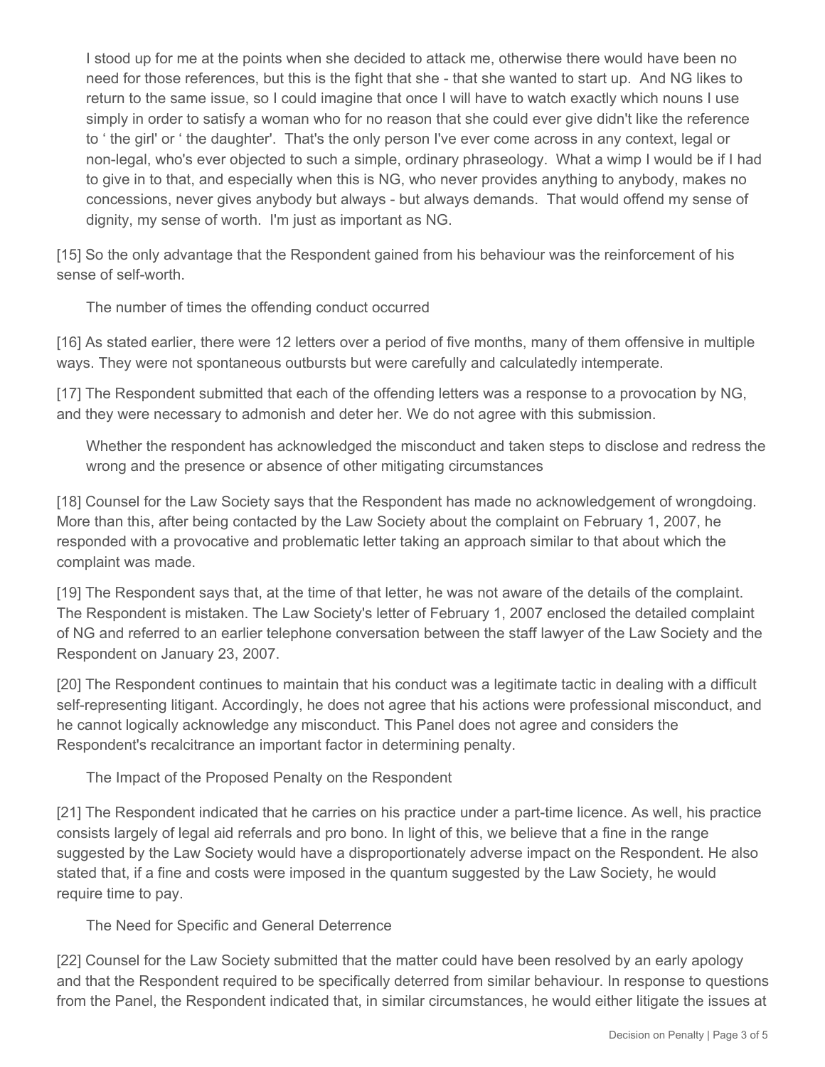> I stood up for me at the points when she decided to attack me, otherwise there would have been no need for those references, but this is the fight that she - that she wanted to start up. And NG likes to return to the same issue, so I could imagine that once I will have to watch exactly which nouns I use simply in order to satisfy a woman who for no reason that she could ever give didn't like the reference to ' the girl' or ' the daughter'. That's the only person I've ever come across in any context, legal or non-legal, who's ever objected to such a simple, ordinary phraseology. What a wimp I would be if I had to give in to that, and especially when this is NG, who never provides anything to anybody, makes no concessions, never gives anybody but always - but always demands. That would offend my sense of dignity, my sense of worth. I'm just as important as NG.

[15] So the only advantage that the Respondent gained from his behaviour was the reinforcement of his sense of self-worth.

### The number of times the offending conduct occurred

[16] As stated earlier, there were 12 letters over a period of five months, many of them offensive in multiple ways. They were not spontaneous outbursts but were carefully and calculatedly intemperate.

[17] The Respondent submitted that each of the offending letters was a response to a provocation by NG, and they were necessary to admonish and deter her. We do not agree with this submission.

### Whether the respondent has acknowledged the misconduct and taken steps to disclose and redress the wrong and the presence or absence of other mitigating circumstances

[18] Counsel for the Law Society says that the Respondent has made no acknowledgement of wrongdoing. More than this, after being contacted by the Law Society about the complaint on February 1, 2007, he responded with a provocative and problematic letter taking an approach similar to that about which the complaint was made.

[19] The Respondent says that, at the time of that letter, he was not aware of the details of the complaint. The Respondent is mistaken. The Law Society's letter of February 1, 2007 enclosed the detailed complaint of NG and referred to an earlier telephone conversation between the staff lawyer of the Law Society and the Respondent on January 23, 2007.

[20] The Respondent continues to maintain that his conduct was a legitimate tactic in dealing with a difficult self-representing litigant. Accordingly, he does not agree that his actions were professional misconduct, and he cannot logically acknowledge any misconduct. This Panel does not agree and considers the Respondent's recalcitrance an important factor in determining penalty.

### The Impact of the Proposed Penalty on the Respondent

[21] The Respondent indicated that he carries on his practice under a part-time licence. As well, his practice consists largely of legal aid referrals and pro bono. In light of this, we believe that a fine in the range suggested by the Law Society would have a disproportionately adverse impact on the Respondent. He also stated that, if a fine and costs were imposed in the quantum suggested by the Law Society, he would require time to pay.

### The Need for Specific and General Deterrence

[22] Counsel for the Law Society submitted that the matter could have been resolved by an early apology and that the Respondent required to be specifically deterred from similar behaviour. In response to questions from the Panel, the Respondent indicated that, in similar circumstances, he would either litigate the issues at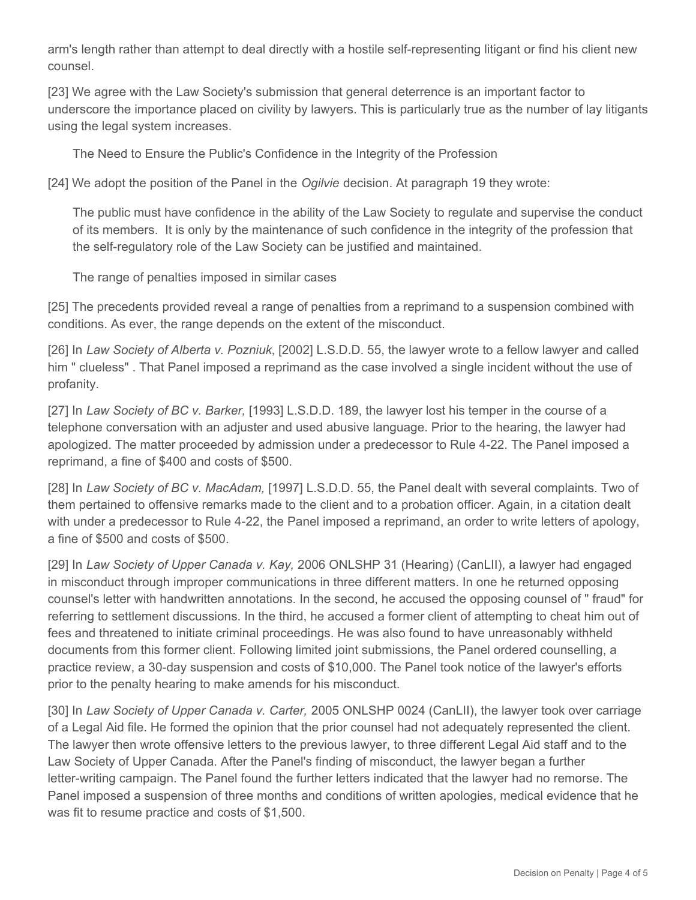arm's length rather than attempt to deal directly with a hostile self-representing litigant or find his client new counsel.

[23] We agree with the Law Society's submission that general deterrence is an important factor to underscore the importance placed on civility by lawyers. This is particularly true as the number of lay litigants using the legal system increases.

### The Need to Ensure the Public's Confidence in the Integrity of the Profession

[24] We adopt the position of the Panel in the *Ogilvie* decision. At paragraph 19 they wrote:

> The public must have confidence in the ability of the Law Society to regulate and supervise the conduct of its members. It is only by the maintenance of such confidence in the integrity of the profession that the self-regulatory role of the Law Society can be justified and maintained.

### The range of penalties imposed in similar cases

[25] The precedents provided reveal a range of penalties from a reprimand to a suspension combined with conditions. As ever, the range depends on the extent of the misconduct.

[26] In *Law Society of Alberta v. Pozniuk*, [2002] L.S.D.D. 55, the lawyer wrote to a fellow lawyer and called him " clueless" . That Panel imposed a reprimand as the case involved a single incident without the use of profanity.

[27] In *Law Society of BC v. Barker,* [1993] L.S.D.D. 189, the lawyer lost his temper in the course of a telephone conversation with an adjuster and used abusive language. Prior to the hearing, the lawyer had apologized. The matter proceeded by admission under a predecessor to Rule 4-22. The Panel imposed a reprimand, a fine of $400 and costs of $500.

[28] In *Law Society of BC v. MacAdam,* [1997] L.S.D.D. 55, the Panel dealt with several complaints. Two of them pertained to offensive remarks made to the client and to a probation officer. Again, in a citation dealt with under a predecessor to Rule 4-22, the Panel imposed a reprimand, an order to write letters of apology, a fine of $500 and costs of $500.

[29] In *Law Society of Upper Canada v. Kay,* 2006 ONLSHP 31 (Hearing) (CanLII), a lawyer had engaged in misconduct through improper communications in three different matters. In one he returned opposing counsel's letter with handwritten annotations. In the second, he accused the opposing counsel of " fraud" for referring to settlement discussions. In the third, he accused a former client of attempting to cheat him out of fees and threatened to initiate criminal proceedings. He was also found to have unreasonably withheld documents from this former client. Following limited joint submissions, the Panel ordered counselling, a practice review, a 30-day suspension and costs of $10,000. The Panel took notice of the lawyer's efforts prior to the penalty hearing to make amends for his misconduct.

[30] In *Law Society of Upper Canada v. Carter,* 2005 ONLSHP 0024 (CanLII), the lawyer took over carriage of a Legal Aid file. He formed the opinion that the prior counsel had not adequately represented the client. The lawyer then wrote offensive letters to the previous lawyer, to three different Legal Aid staff and to the Law Society of Upper Canada. After the Panel's finding of misconduct, the lawyer began a further letter-writing campaign. The Panel found the further letters indicated that the lawyer had no remorse. The Panel imposed a suspension of three months and conditions of written apologies, medical evidence that he was fit to resume practice and costs of $1,500.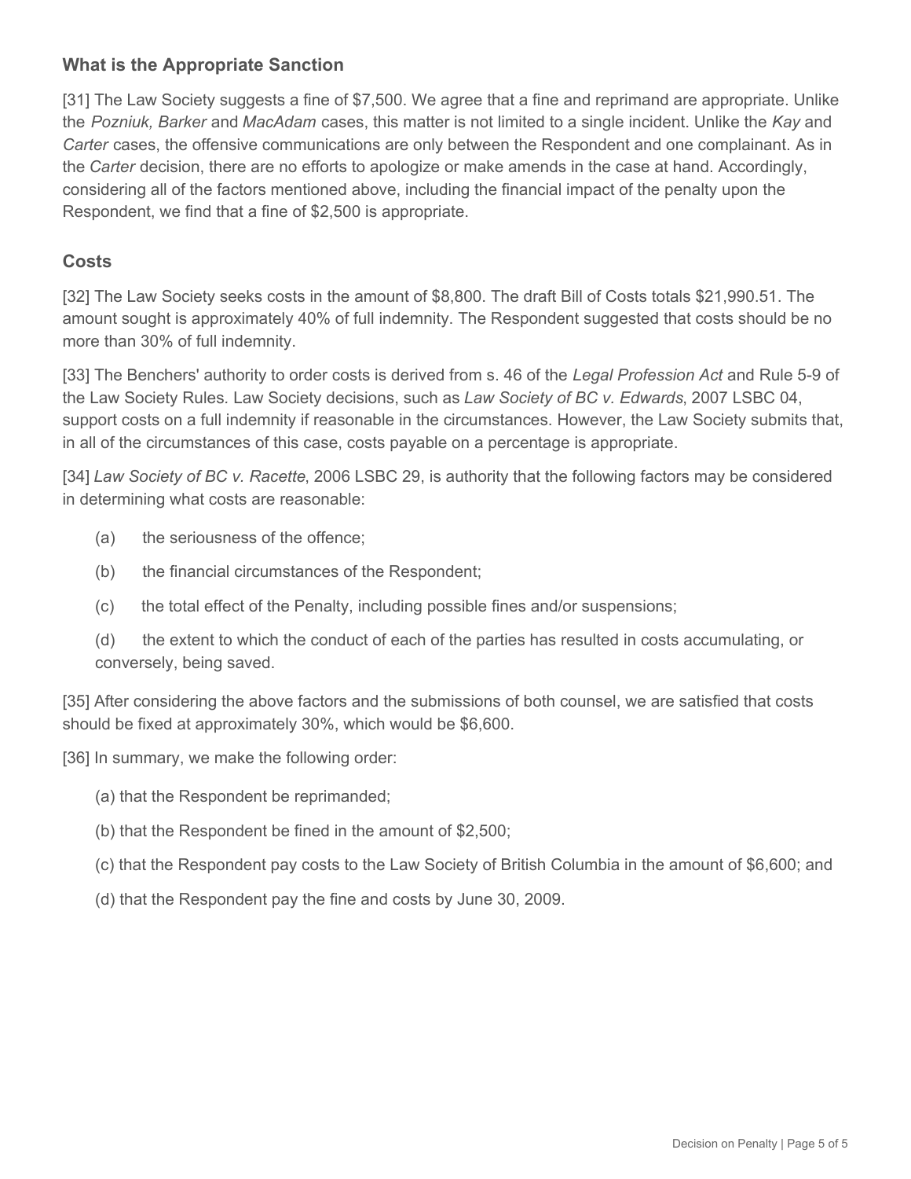### What is the Appropriate Sanction

[31] The Law Society suggests a fine of $7,500. We agree that a fine and reprimand are appropriate. Unlike the *Pozniuk, Barker* and *MacAdam* cases, this matter is not limited to a single incident. Unlike the *Kay* and *Carter* cases, the offensive communications are only between the Respondent and one complainant. As in the *Carter* decision, there are no efforts to apologize or make amends in the case at hand. Accordingly, considering all of the factors mentioned above, including the financial impact of the penalty upon the Respondent, we find that a fine of $2,500 is appropriate.

### Costs

[32] The Law Society seeks costs in the amount of $8,800. The draft Bill of Costs totals $21,990.51. The amount sought is approximately 40% of full indemnity. The Respondent suggested that costs should be no more than 30% of full indemnity.

[33] The Benchers' authority to order costs is derived from s. 46 of the *Legal Profession Act* and Rule 5-9 of the Law Society Rules. Law Society decisions, such as *Law Society of BC v. Edwards*, 2007 LSBC 04, support costs on a full indemnity if reasonable in the circumstances. However, the Law Society submits that, in all of the circumstances of this case, costs payable on a percentage is appropriate.

[34] *Law Society of BC v. Racette*, 2006 LSBC 29, is authority that the following factors may be considered in determining what costs are reasonable:

(a) the seriousness of the offence;

(b) the financial circumstances of the Respondent;

(c) the total effect of the Penalty, including possible fines and/or suspensions;

(d) the extent to which the conduct of each of the parties has resulted in costs accumulating, or conversely, being saved.

[35] After considering the above factors and the submissions of both counsel, we are satisfied that costs should be fixed at approximately 30%, which would be $6,600.

[36] In summary, we make the following order:

(a) that the Respondent be reprimanded;

(b) that the Respondent be fined in the amount of $2,500;

(c) that the Respondent pay costs to the Law Society of British Columbia in the amount of $6,600; and

(d) that the Respondent pay the fine and costs by June 30, 2009.